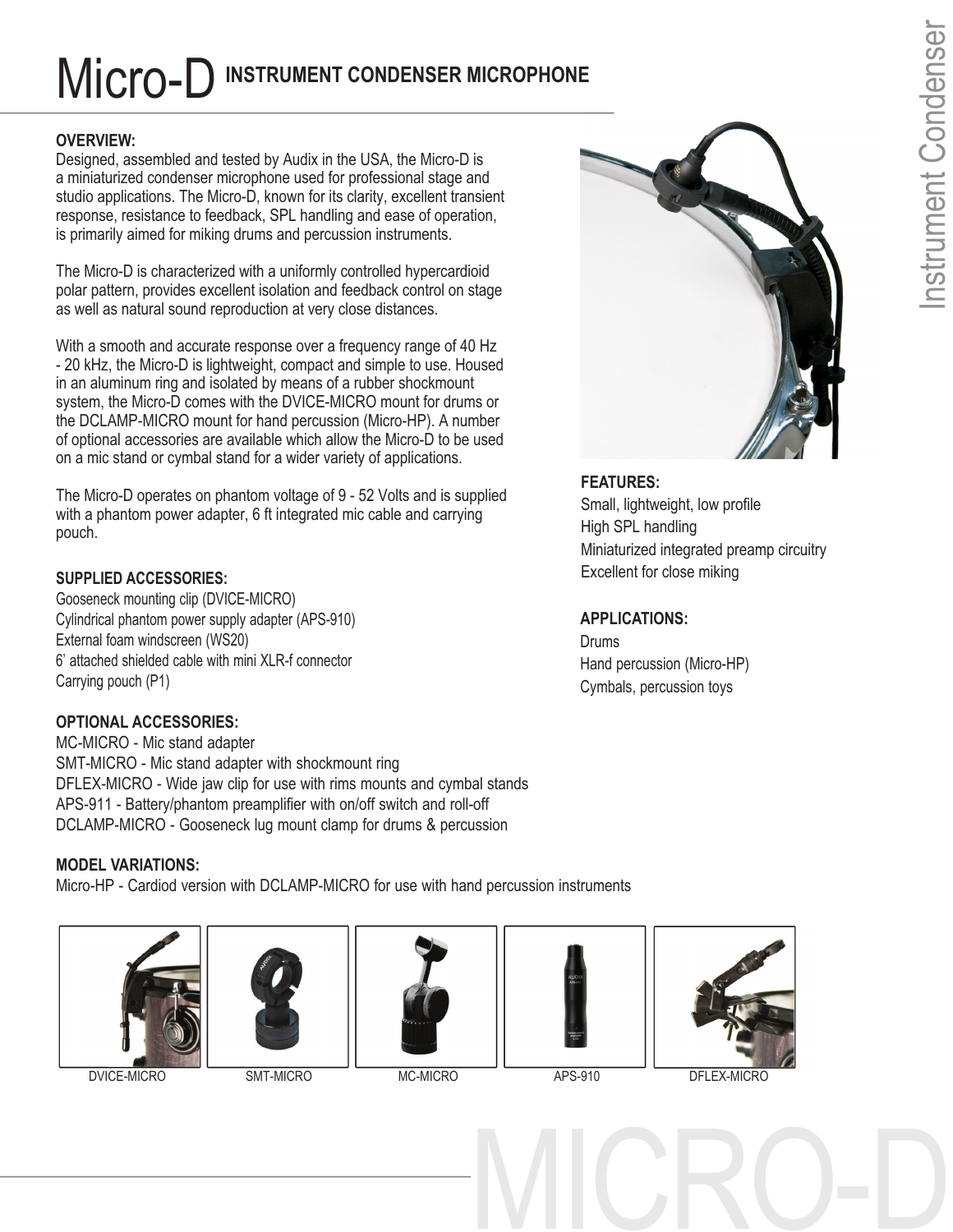# Micro-D INSTRUMENT CONDENSER MICROPHONE

**OVERVIEW:**

Designed, assembled and tested by Audix in the USA, the Micro-D is a miniaturized condenser microphone used for professional stage and studio applications. The Micro-D, known for its clarity, excellent transient response, resistance to feedback, SPL handling and ease of operation, is primarily aimed for miking drums and percussion instruments.

The Micro-D is characterized with a uniformly controlled hypercardioid polar pattern, provides excellent isolation and feedback control on stage as well as natural sound reproduction at very close distances.

With a smooth and accurate response over a frequency range of 40 Hz - 20 kHz, the Micro-D is lightweight, compact and simple to use. Housed in an aluminum ring and isolated by means of a rubber shockmount system, the Micro-D comes with the DVICE-MICRO mount for drums or the DCLAMP-MICRO mount for hand percussion (Micro-HP). A number of optional accessories are available which allow the Micro-D to be used on a mic stand or cymbal stand for a wider variety of applications.

The Micro-D operates on phantom voltage of 9 - 52 Volts and is supplied with a phantom power adapter, 6 ft integrated mic cable and carrying pouch.

**SUPPLIED ACCESSORIES:**

Gooseneck mounting clip (DVICE-MICRO)
Cylindrical phantom power supply adapter (APS-910)
External foam windscreen (WS20)
6' attached shielded cable with mini XLR-f connector
Carrying pouch (P1)

**OPTIONAL ACCESSORIES:**

MC-MICRO - Mic stand adapter
SMT-MICRO - Mic stand adapter with shockmount ring
DFLEX-MICRO - Wide jaw clip for use with rims mounts and cymbal stands
APS-911 - Battery/phantom preamplifier with on/off switch and roll-off
DCLAMP-MICRO - Gooseneck lug mount clamp for drums & percussion

**MODEL VARIATIONS:**

Micro-HP - Cardiod version with DCLAMP-MICRO for use with hand percussion instruments

**FEATURES:**

Small, lightweight, low profile
High SPL handling
Miniaturized integrated preamp circuitry
Excellent for close miking

**APPLICATIONS:**

Drums
Hand percussion (Micro-HP)
Cymbals, percussion toys

DVICE-MICRO

SMT-MICRO

MC-MICRO

APS-910

DFLEX-MICRO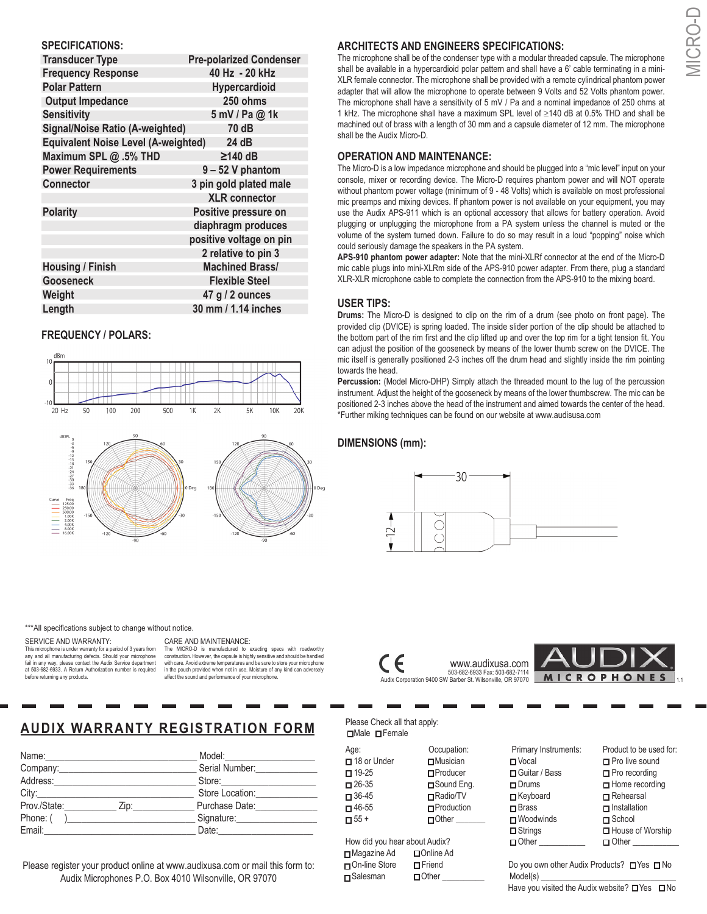## SPECIFICATIONS:

| | |
|---|---|
| Transducer Type | Pre-polarized Condenser |
| Frequency Response | 40 Hz - 20 kHz |
| Polar Pattern | Hypercardioid |
| Output Impedance | 250 ohms |
| Sensitivity | 5 mV / Pa @ 1k |
| Signal/Noise Ratio (A-weighted) | 70 dB |
| Equivalent Noise Level (A-weighted) | 24 dB |
| Maximum SPL @ .5% THD | ≥140 dB |
| Power Requirements | 9 – 52 V phantom |
| Connector | 3 pin gold plated male XLR connector |
| Polarity | Positive pressure on diaphragm produces positive voltage on pin 2 relative to pin 3 |
| Housing / Finish | Machined Brass/ |
| Gooseneck | Flexible Steel |
| Weight | 47 g / 2 ounces |
| Length | 30 mm / 1.14 inches |

## FREQUENCY / POLARS:

dBm
10
0
-10
20 Hz 50 100 200 500 1K 2K 5K 10K 20K

90 120 60 150 30 180 0 Deg -150 -30 -120 -60 -90

Curve Freq
125.00
250.00
500.00
1.00K
2.00K
4.00K
8.00K
16.00K

## ARCHITECTS AND ENGINEERS SPECIFICATIONS:

The microphone shall be of the condenser type with a modular threaded capsule. The microphone shall be available in a hypercardioid polar pattern and shall have a 6' cable terminating in a mini-XLR female connector. The microphone shall be provided with a remote cylindrical phantom power adapter that will allow the microphone to operate between 9 Volts and 52 Volts phantom power. The microphone shall have a sensitivity of 5 mV / Pa and a nominal impedance of 250 ohms at 1 kHz. The microphone shall have a maximum SPL level of ≥140 dB at 0.5% THD and shall be machined out of brass with a length of 30 mm and a capsule diameter of 12 mm. The microphone shall be the Audix Micro-D.

## OPERATION AND MAINTENANCE:

The Micro-D is a low impedance microphone and should be plugged into a "mic level" input on your console, mixer or recording device. The Micro-D requires phantom power and will NOT operate without phantom power voltage (minimum of 9 - 48 Volts) which is available on most professional mic preamps and mixing devices. If phantom power is not available on your equipment, you may use the Audix APS-911 which is an optional accessory that allows for battery operation. Avoid plugging or unplugging the microphone from a PA system unless the channel is muted or the volume of the system turned down. Failure to do so may result in a loud "popping" noise which could seriously damage the speakers in the PA system.

**APS-910 phantom power adapter:** Note that the mini-XLRf connector at the end of the Micro-D mic cable plugs into mini-XLRm side of the APS-910 power adapter. From there, plug a standard XLR-XLR microphone cable to complete the connection from the APS-910 to the mixing board.

## USER TIPS:

**Drums:** The Micro-D is designed to clip on the rim of a drum (see photo on front page). The provided clip (DVICE) is spring loaded. The inside slider portion of the clip should be attached to the bottom part of the rim first and the clip lifted up and over the top rim for a tight tension fit. You can adjust the position of the gooseneck by means of the lower thumb screw on the DVICE. The mic itself is generally positioned 2-3 inches off the drum head and slightly inside the rim pointing towards the head.

**Percussion:** (Model Micro-DHP) Simply attach the threaded mount to the lug of the percussion instrument. Adjust the height of the gooseneck by means of the lower thumbscrew. The mic can be positioned 2-3 inches above the head of the instrument and aimed towards the center of the head.

*Further miking techniques can be found on our website at www.audisusa.com

## DIMENSIONS (mm):

30
12

***All specifications subject to change without notice.

SERVICE AND WARRANTY:
This microphone is under warranty for a period of 3 years from any and all manufacturing defects. Should your microphone fail in any way, please contact the Audix Service department at 503-682-6933. A Return Authorization number is required before returning any products.

CARE AND MAINTENANCE:
The MICRO-D is manufactured to exacting specs with roadworthy construction. However, the capsule is highly sensitive and should be handled with care. Avoid extreme temperatures and be sure to store your microphone in the pouch provided when not in use. Moisture of any kind can adversely affect the sound and performance of your microphone.

CE

www.audixusa.com
503-682-6933 Fax: 503-682-7114
Audix Corporation 9400 SW Barber St. Wilsonville, OR 97070

AUDIX MICROPHONES

## AUDIX WARRANTY REGISTRATION FORM

Name:______________________________ Model:__________________
Company:___________________________ Serial Number:____________
Address:____________________________ Store:___________________
City:_______________________________ Store Location:____________
Prov./State:__________ Zip:______________ Purchase Date:____________
Phone: ( )_________________________ Signature:_______________
Email:______________________________ Date:___________________

Please register your product online at www.audixusa.com or mail this form to:
Audix Microphones P.O. Box 4010 Wilsonville, OR 97070

Please Check all that apply:
☐Male ☐Female

Age:
☐ 18 or Under
☐ 19-25
☐ 26-35
☐ 36-45
☐ 46-55
☐ 55 +

Occupation:
☐Musician
☐Producer
☐Sound Eng.
☐Radio/TV
☐Production
☐Other ______

Primary Instruments:
☐ Vocal
☐ Guitar / Bass
☐ Drums
☐ Keyboard
☐ Brass
☐ Woodwinds
☐ Strings
☐ Other __________

Product to be used for:
☐ Pro live sound
☐ Pro recording
☐ Home recording
☐ Rehearsal
☐ Installation
☐ School
☐ House of Worship
☐ Other __________

How did you hear about Audix?
☐Magazine Ad ☐Online Ad
☐On-line Store ☐Friend
☐Salesman ☐Other _________

Do you own other Audix Products? ☐Yes ☐No
Model(s) ___________________________
Have you visited the Audix website? ☐Yes ☐No